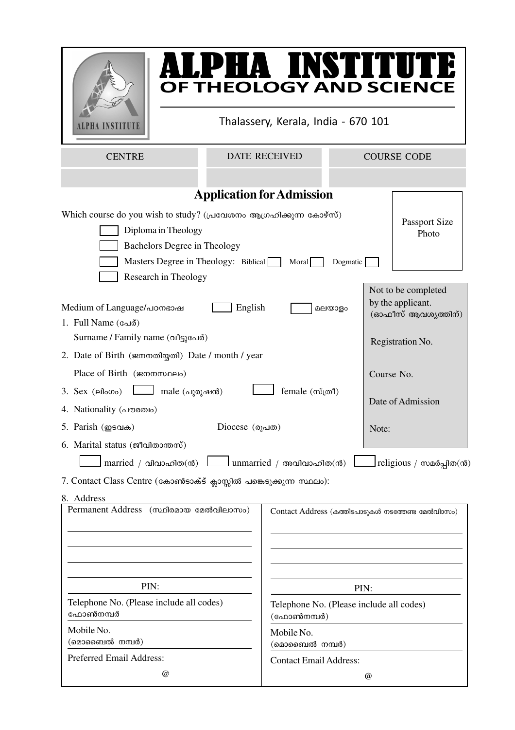# ALPHA INSTITUTE
## OF THEOLOGY AND SCIENCE

ALPHA INSTITUTE

Thalassery, Kerala, India - 670 101

| CENTRE | DATE RECEIVED | COURSE CODE |
|---|---|---|
| | | |

## Application for Admission

Passport Size Photo

Which course do you wish to study? (പ്രവേശനം ആഗ്രഹിക്കുന്ന കോഴ്സ്)

- ☐ Diploma in Theology
- ☐ Bachelors Degree in Theology
- ☐ Masters Degree in Theology: Biblical ☐ Moral ☐ Dogmatic ☐
- ☐ Research in Theology

Medium of Language/പഠനഭാഷ ☐ English ☐ മലയാളം

1. Full Name (പേര്)
   Surname / Family name (വീട്ടുപേര്)
2. Date of Birth (ജനനതിയ്യതി) Date / month / year
   Place of Birth (ജനനസ്ഥലം)
3. Sex (ലിംഗം) ☐ male (പുരുഷൻ) ☐ female (സ്ത്രീ)
4. Nationality (പൗരത്വം)
5. Parish (ഇടവക) Diocese (രൂപത)
6. Marital status (ജീവിതാന്തസ്)
   ☐ married / വിവാഹിത(ൻ) ☐ unmarried / അവിവാഹിത(ൻ) ☐ religious / സമർപ്പിത(ൻ)
7. Contact Class Centre (കോൺടാക്ട് ക്ലാസ്സിൽ പങ്കെടുക്കുന്ന സ്ഥലം):
8. Address

Not to be completed by the applicant.
(ഓഫീസ് ആവശ്യത്തിന്)

Registration No.

Course No.

Date of Admission

Note:

| Permanent Address (സ്ഥിരമായ മേൽവിലാസം) | Contact Address (കത്തിടപാടുകൾ നടത്തേണ്ട മേൽവിലാസം) |
|---|---|
| | |
| PIN: | PIN: |
| Telephone No. (Please include all codes) ഫോൺനമ്പർ | Telephone No. (Please include all codes) (ഫോൺനമ്പർ) |
| Mobile No. (മൊബൈൽ നമ്പർ) | Mobile No. (മൊബൈൽ നമ്പർ) |
| Preferred Email Address: @ | Contact Email Address: @ |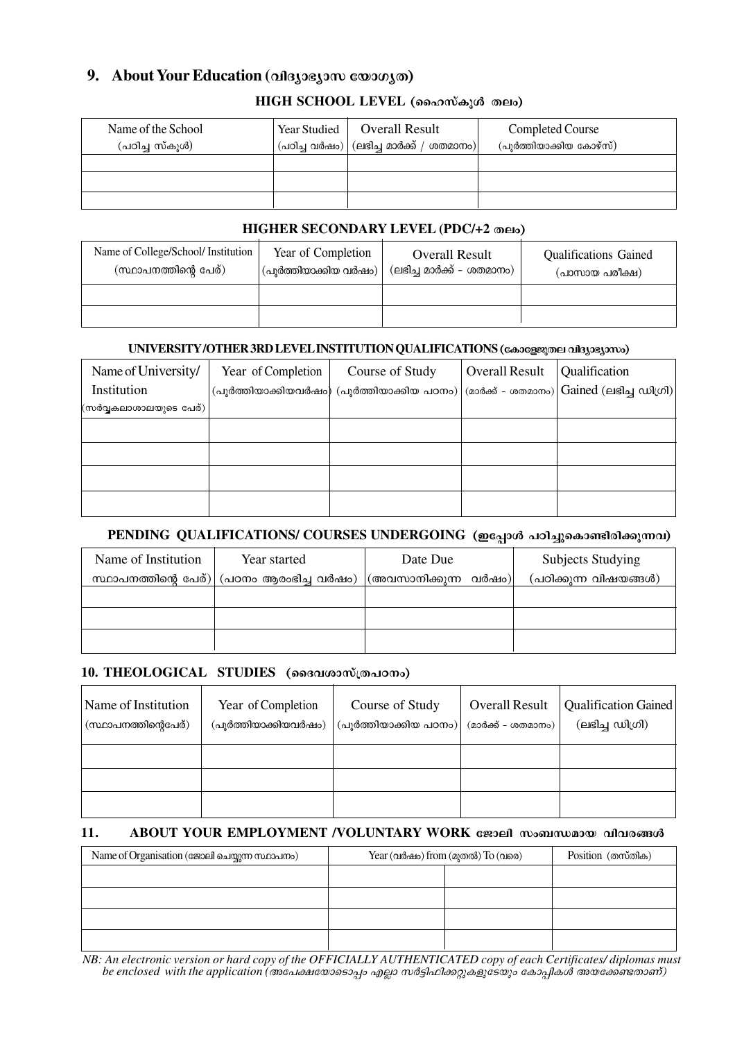## 9. About Your Education (വിദ്യാഭ്യാസ യോഗ്യത)

### HIGH SCHOOL LEVEL (ഹൈസ്കൂൾ തലം)

| Name of the School (പഠിച്ച സ്കൂൾ) | Year Studied (പഠിച്ച വർഷം) | Overall Result (ലഭിച്ച മാർക്ക് / ശതമാനം) | Completed Course (പൂർത്തിയാക്കിയ കോഴ്സ്) |
|---|---|---|---|
| | | | |
| | | | |
| | | | |

### HIGHER SECONDARY LEVEL (PDC/+2 തലം)

| Name of College/School/ Institution (സ്ഥാപനത്തിന്റെ പേര്) | Year of Completion (പൂർത്തിയാക്കിയ വർഷം) | Overall Result (ലഭിച്ച മാർക്ക് - ശതമാനം) | Qualifications Gained (പാസായ പരീക്ഷ) |
|---|---|---|---|
| | | | |
| | | | |

### UNIVERSITY/OTHER 3RD LEVEL INSTITUTION QUALIFICATIONS (കോളേജുതല വിദ്യാഭ്യാസം)

| Name of University/ Institution (സർവ്വകലാശാലയുടെ പേര്) | Year of Completion (പൂർത്തിയാക്കിയവർഷം) | Course of Study (പൂർത്തിയാക്കിയ പഠനം) | Overall Result (മാർക്ക് - ശതമാനം) | Qualification Gained (ലഭിച്ച ഡിഗ്രി) |
|---|---|---|---|---|
| | | | | |
| | | | | |
| | | | | |
| | | | | |

### PENDING QUALIFICATIONS/ COURSES UNDERGOING (ഇപ്പോൾ പഠിച്ചുകൊണ്ടിരിക്കുന്നവ)

| Name of Institution സ്ഥാപനത്തിന്റെ പേര്) | Year started (പഠനം ആരംഭിച്ച വർഷം) | Date Due (അവസാനിക്കുന്ന വർഷം) | Subjects Studying (പഠിക്കുന്ന വിഷയങ്ങൾ) |
|---|---|---|---|
| | | | |
| | | | |
| | | | |

## 10. THEOLOGICAL STUDIES (ദൈവശാസ്ത്രപഠനം)

| Name of Institution (സ്ഥാപനത്തിന്റെപേര്) | Year of Completion (പൂർത്തിയാക്കിയവർഷം) | Course of Study (പൂർത്തിയാക്കിയ പഠനം) | Overall Result (മാർക്ക് - ശതമാനം) | Qualification Gained (ലഭിച്ച ഡിഗ്രി) |
|---|---|---|---|---|
| | | | | |
| | | | | |
| | | | | |

## 11. ABOUT YOUR EMPLOYMENT /VOLUNTARY WORK ജോലി സംബന്ധമായ വിവരങ്ങൾ

| Name of Organisation (ജോലി ചെയ്യുന്ന സ്ഥാപനം) | Year (വർഷം) from (മുതൽ) | To (വരെ) | Position (തസ്തിക) |
|---|---|---|---|
| | | | |
| | | | |
| | | | |
| | | | |

*NB: An electronic version or hard copy of the OFFICIALLY AUTHENTICATED copy of each Certificates/ diplomas must be enclosed with the application (അപേക്ഷയോടൊപ്പം എല്ലാ സർട്ടിഫിക്കറ്റുകളുടേയും കോപ്പികൾ അയക്കേണ്ടതാണ്)*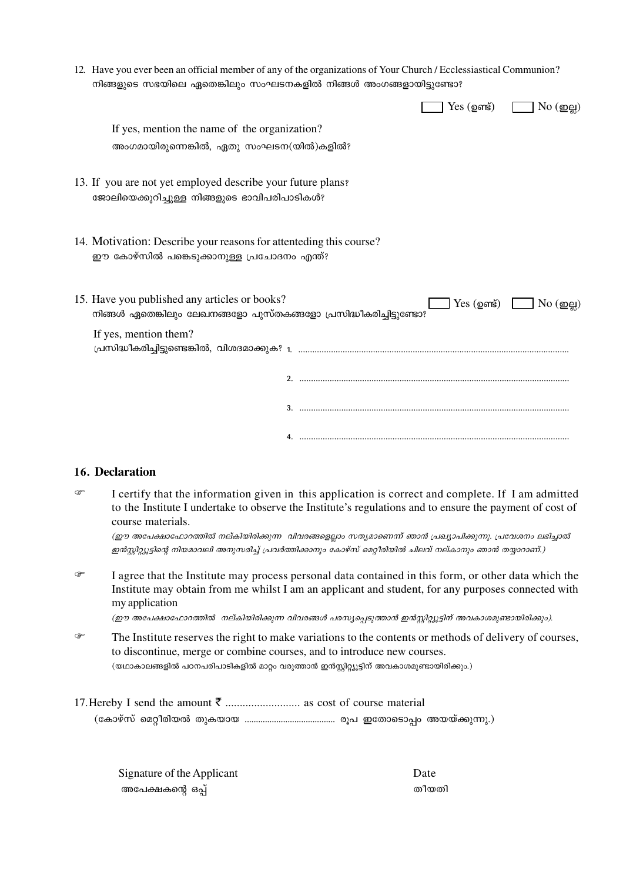12. Have you ever been an official member of any of the organizations of Your Church / Ecclessiastical Communion?
നിങ്ങളുടെ സഭയിലെ ഏതെങ്കിലും സംഘടനകളിൽ നിങ്ങൾ അംഗങ്ങളായിട്ടുണ്ടോ?

☐ Yes (ഉണ്ട്) ☐ No (ഇല്ല)

If yes, mention the name of the organization?
അംഗമായിരുന്നെങ്കിൽ, ഏതു സംഘടന(യിൽ)കളിൽ?

13. If you are not yet employed describe your future plans?
ജോലിയെക്കുറിച്ചുള്ള നിങ്ങളുടെ ഭാവിപരിപാടികൾ?

14. Motivation: Describe your reasons for attenteding this course?
ഈ കോഴ്സിൽ പങ്കെടുക്കാനുള്ള പ്രചോദനം എന്ത്?

15. Have you published any articles or books?
നിങ്ങൾ ഏതെങ്കിലും ലേഖനങ്ങളോ പുസ്തകങ്ങളോ പ്രസിദ്ധീകരിച്ചിട്ടുണ്ടോ?

☐ Yes (ഉണ്ട്) ☐ No (ഇല്ല)

If yes, mention them?
പ്രസിദ്ധീകരിച്ചിട്ടുണ്ടെങ്കിൽ, വിശദമാക്കുക?

1. ..................................................................................................................
2. ..................................................................................................................
3. ..................................................................................................................
4. ..................................................................................................................

## 16. Declaration

- I certify that the information given in this application is correct and complete. If I am admitted to the Institute I undertake to observe the Institute's regulations and to ensure the payment of cost of course materials.
*(ഈ അപേക്ഷാഫോറത്തിൽ നല്കിയിരിക്കുന്ന വിവരങ്ങളെല്ലാം സത്യമാണെന്ന് ഞാൻ പ്രഖ്യാപിക്കുന്നു. പ്രവേശനം ലഭിച്ചാൽ ഇൻസ്റ്റിറ്റ്യൂട്ടിന്റെ നിയമാവലി അനുസരിച്ച് പ്രവർത്തിക്കാനും കോഴ്സ് മെറ്റീരിയൽ ചിലവ് നല്കാനും ഞാൻ തയ്യാറാണ്.)*

- I agree that the Institute may process personal data contained in this form, or other data which the Institute may obtain from me whilst I am an applicant and student, for any purposes connected with my application
*(ഈ അപേക്ഷാഫോറത്തിൽ നല്കിയിരിക്കുന്ന വിവരങ്ങൾ പരസ്യപ്പെടുത്താൻ ഇൻസ്റ്റിറ്റ്യൂട്ടിന് അവകാശമുണ്ടായിരിക്കും).*

- The Institute reserves the right to make variations to the contents or methods of delivery of courses, to discontinue, merge or combine courses, and to introduce new courses.
(യഥാകാലങ്ങളിൽ പഠനപരിപാടികളിൽ മാറ്റം വരുത്താൻ ഇൻസ്റ്റിറ്റ്യൂട്ടിന് അവകാശമുണ്ടായിരിക്കും.)

17. Hereby I send the amount ₹ .......................... as cost of course material
(കോഴ്സ് മെറ്റീരിയൽ തുകയായ ....................................... രൂപ ഇതോടൊപ്പം അയയ്ക്കുന്നു.)

Signature of the Applicant
അപേക്ഷകന്റെ ഒപ്പ്

Date
തീയതി